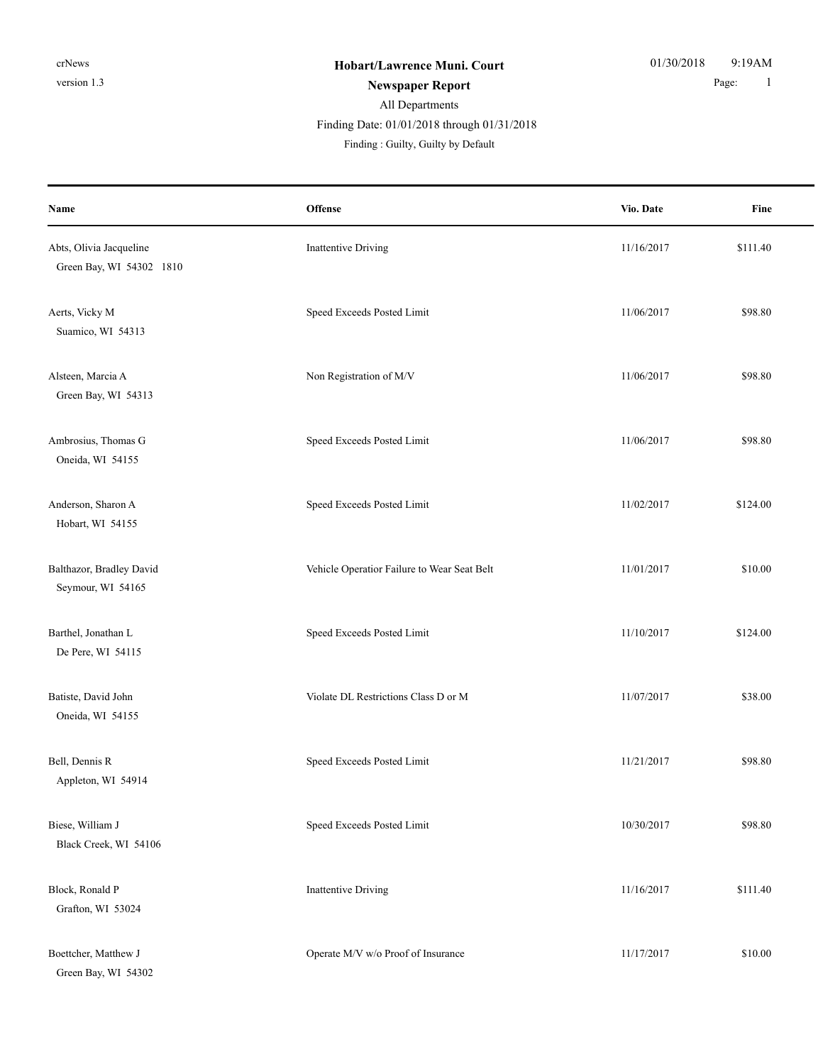crNews
version 1.3

**Hobart/Lawrence Muni. Court**
**Newspaper Report**

01/30/2018 9:19AM
Page: 1

All Departments
Finding Date: 01/01/2018 through 01/31/2018
Finding : Guilty, Guilty by Default

| Name | Offense | Vio. Date | Fine |
|---|---|---|---|
| Abts, Olivia Jacqueline<br>Green Bay, WI 54302 1810 | Inattentive Driving | 11/16/2017 | $111.40 |
| Aerts, Vicky M<br>Suamico, WI 54313 | Speed Exceeds Posted Limit | 11/06/2017 | $98.80 |
| Alsteen, Marcia A<br>Green Bay, WI 54313 | Non Registration of M/V | 11/06/2017 | $98.80 |
| Ambrosius, Thomas G<br>Oneida, WI 54155 | Speed Exceeds Posted Limit | 11/06/2017 | $98.80 |
| Anderson, Sharon A<br>Hobart, WI 54155 | Speed Exceeds Posted Limit | 11/02/2017 | $124.00 |
| Balthazor, Bradley David<br>Seymour, WI 54165 | Vehicle Operatior Failure to Wear Seat Belt | 11/01/2017 | $10.00 |
| Barthel, Jonathan L<br>De Pere, WI 54115 | Speed Exceeds Posted Limit | 11/10/2017 | $124.00 |
| Batiste, David John<br>Oneida, WI 54155 | Violate DL Restrictions Class D or M | 11/07/2017 | $38.00 |
| Bell, Dennis R<br>Appleton, WI 54914 | Speed Exceeds Posted Limit | 11/21/2017 | $98.80 |
| Biese, William J<br>Black Creek, WI 54106 | Speed Exceeds Posted Limit | 10/30/2017 | $98.80 |
| Block, Ronald P<br>Grafton, WI 53024 | Inattentive Driving | 11/16/2017 | $111.40 |
| Boettcher, Matthew J<br>Green Bay, WI 54302 | Operate M/V w/o Proof of Insurance | 11/17/2017 | $10.00 |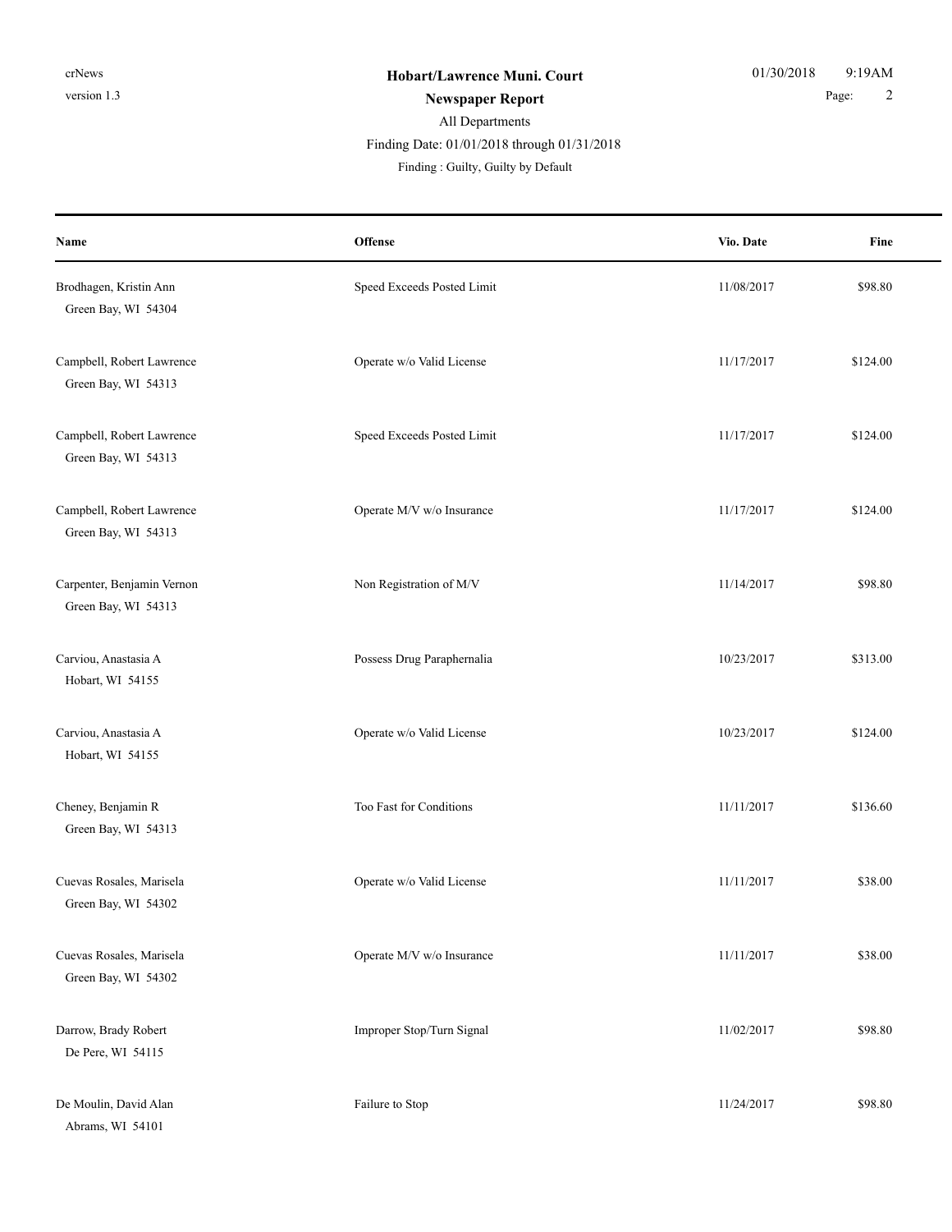**Hobart/Lawrence Muni. Court**

**Newspaper Report**

All Departments

Finding Date: 01/01/2018 through 01/31/2018

Finding : Guilty, Guilty by Default

| Name | Offense | Vio. Date | Fine |
|---|---|---|---|
| Brodhagen, Kristin Ann<br>Green Bay, WI 54304 | Speed Exceeds Posted Limit | 11/08/2017 | $98.80 |
| Campbell, Robert Lawrence<br>Green Bay, WI 54313 | Operate w/o Valid License | 11/17/2017 | $124.00 |
| Campbell, Robert Lawrence<br>Green Bay, WI 54313 | Speed Exceeds Posted Limit | 11/17/2017 | $124.00 |
| Campbell, Robert Lawrence<br>Green Bay, WI 54313 | Operate M/V w/o Insurance | 11/17/2017 | $124.00 |
| Carpenter, Benjamin Vernon<br>Green Bay, WI 54313 | Non Registration of M/V | 11/14/2017 | $98.80 |
| Carviou, Anastasia A<br>Hobart, WI 54155 | Possess Drug Paraphernalia | 10/23/2017 | $313.00 |
| Carviou, Anastasia A<br>Hobart, WI 54155 | Operate w/o Valid License | 10/23/2017 | $124.00 |
| Cheney, Benjamin R<br>Green Bay, WI 54313 | Too Fast for Conditions | 11/11/2017 | $136.60 |
| Cuevas Rosales, Marisela<br>Green Bay, WI 54302 | Operate w/o Valid License | 11/11/2017 | $38.00 |
| Cuevas Rosales, Marisela<br>Green Bay, WI 54302 | Operate M/V w/o Insurance | 11/11/2017 | $38.00 |
| Darrow, Brady Robert<br>De Pere, WI 54115 | Improper Stop/Turn Signal | 11/02/2017 | $98.80 |
| De Moulin, David Alan<br>Abrams, WI 54101 | Failure to Stop | 11/24/2017 | $98.80 |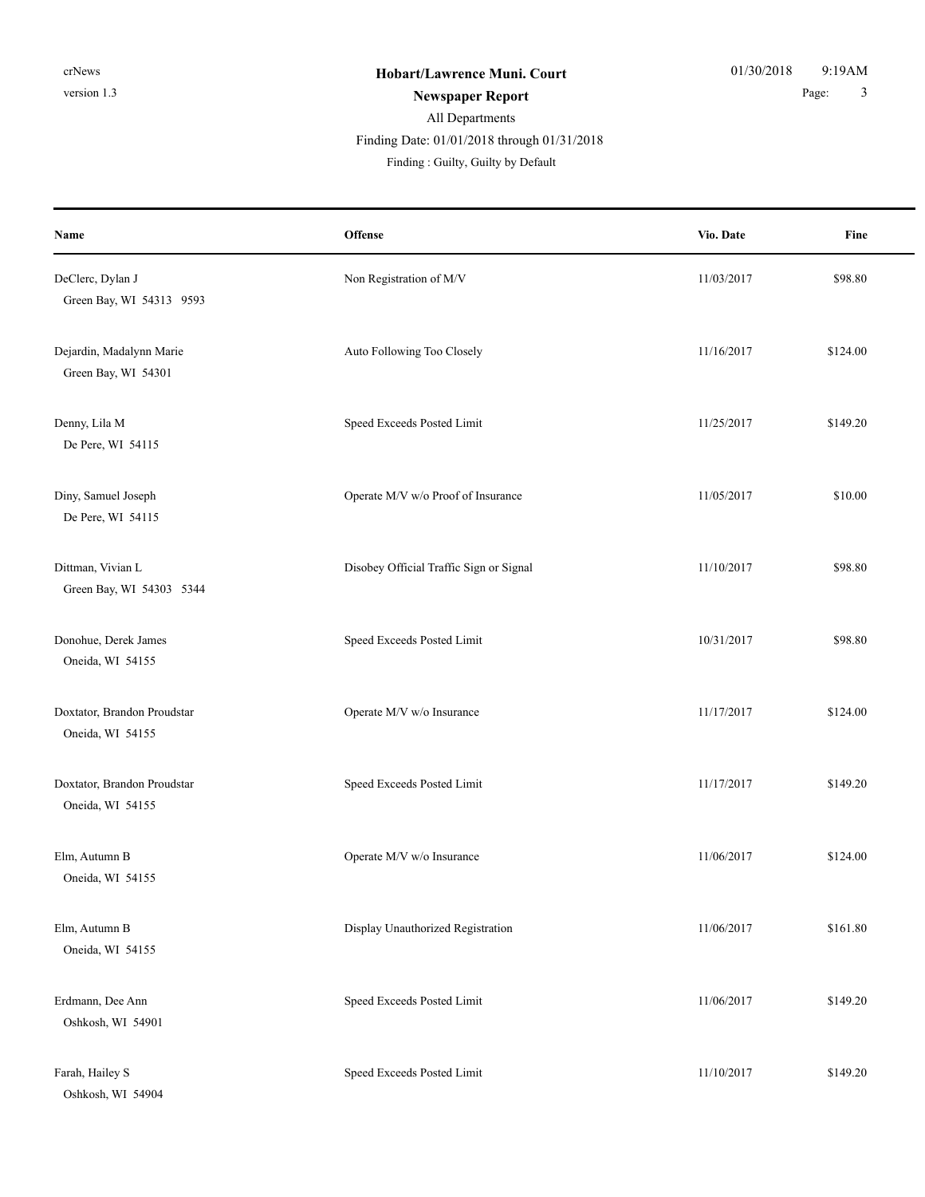**Hobart/Lawrence Muni. Court**

**Newspaper Report**

All Departments

Finding Date: 01/01/2018 through 01/31/2018

Finding : Guilty, Guilty by Default

| Name | Offense | Vio. Date | Fine |
| --- | --- | --- | --- |
| DeClerc, Dylan J<br>Green Bay, WI 54313 9593 | Non Registration of M/V | 11/03/2017 | $98.80 |
| Dejardin, Madalynn Marie<br>Green Bay, WI 54301 | Auto Following Too Closely | 11/16/2017 | $124.00 |
| Denny, Lila M<br>De Pere, WI 54115 | Speed Exceeds Posted Limit | 11/25/2017 | $149.20 |
| Diny, Samuel Joseph<br>De Pere, WI 54115 | Operate M/V w/o Proof of Insurance | 11/05/2017 | $10.00 |
| Dittman, Vivian L<br>Green Bay, WI 54303 5344 | Disobey Official Traffic Sign or Signal | 11/10/2017 | $98.80 |
| Donohue, Derek James<br>Oneida, WI 54155 | Speed Exceeds Posted Limit | 10/31/2017 | $98.80 |
| Doxtator, Brandon Proudstar<br>Oneida, WI 54155 | Operate M/V w/o Insurance | 11/17/2017 | $124.00 |
| Doxtator, Brandon Proudstar<br>Oneida, WI 54155 | Speed Exceeds Posted Limit | 11/17/2017 | $149.20 |
| Elm, Autumn B<br>Oneida, WI 54155 | Operate M/V w/o Insurance | 11/06/2017 | $124.00 |
| Elm, Autumn B<br>Oneida, WI 54155 | Display Unauthorized Registration | 11/06/2017 | $161.80 |
| Erdmann, Dee Ann<br>Oshkosh, WI 54901 | Speed Exceeds Posted Limit | 11/06/2017 | $149.20 |
| Farah, Hailey S<br>Oshkosh, WI 54904 | Speed Exceeds Posted Limit | 11/10/2017 | $149.20 |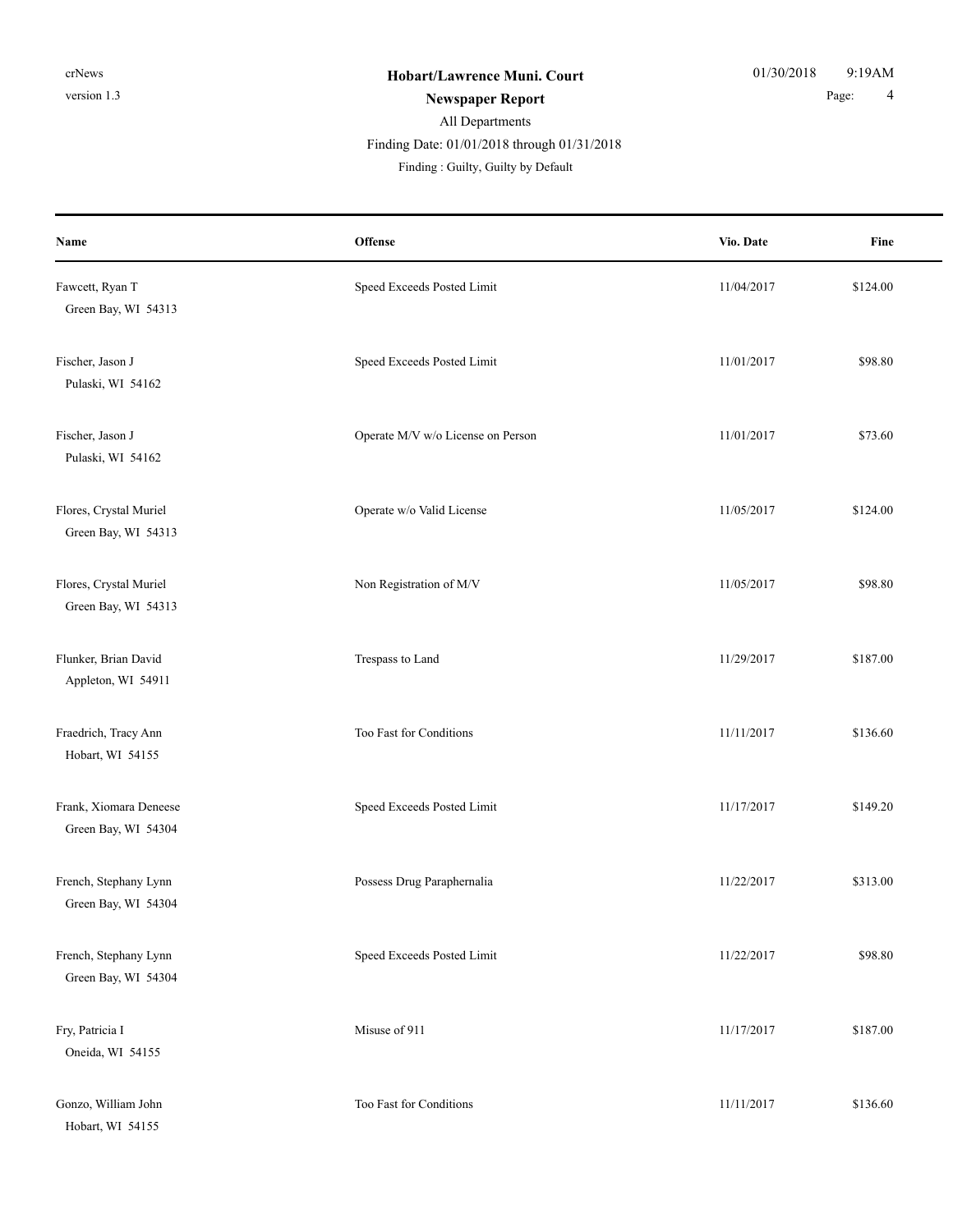**Hobart/Lawrence Muni. Court**

**Newspaper Report**

All Departments

Finding Date: 01/01/2018 through 01/31/2018

Finding : Guilty, Guilty by Default

| Name | Offense | Vio. Date | Fine |
|---|---|---|---|
| Fawcett, Ryan T<br>Green Bay, WI 54313 | Speed Exceeds Posted Limit | 11/04/2017 | $124.00 |
| Fischer, Jason J<br>Pulaski, WI 54162 | Speed Exceeds Posted Limit | 11/01/2017 | $98.80 |
| Fischer, Jason J<br>Pulaski, WI 54162 | Operate M/V w/o License on Person | 11/01/2017 | $73.60 |
| Flores, Crystal Muriel<br>Green Bay, WI 54313 | Operate w/o Valid License | 11/05/2017 | $124.00 |
| Flores, Crystal Muriel<br>Green Bay, WI 54313 | Non Registration of M/V | 11/05/2017 | $98.80 |
| Flunker, Brian David<br>Appleton, WI 54911 | Trespass to Land | 11/29/2017 | $187.00 |
| Fraedrich, Tracy Ann<br>Hobart, WI 54155 | Too Fast for Conditions | 11/11/2017 | $136.60 |
| Frank, Xiomara Deneese<br>Green Bay, WI 54304 | Speed Exceeds Posted Limit | 11/17/2017 | $149.20 |
| French, Stephany Lynn<br>Green Bay, WI 54304 | Possess Drug Paraphernalia | 11/22/2017 | $313.00 |
| French, Stephany Lynn<br>Green Bay, WI 54304 | Speed Exceeds Posted Limit | 11/22/2017 | $98.80 |
| Fry, Patricia I<br>Oneida, WI 54155 | Misuse of 911 | 11/17/2017 | $187.00 |
| Gonzo, William John<br>Hobart, WI 54155 | Too Fast for Conditions | 11/11/2017 | $136.60 |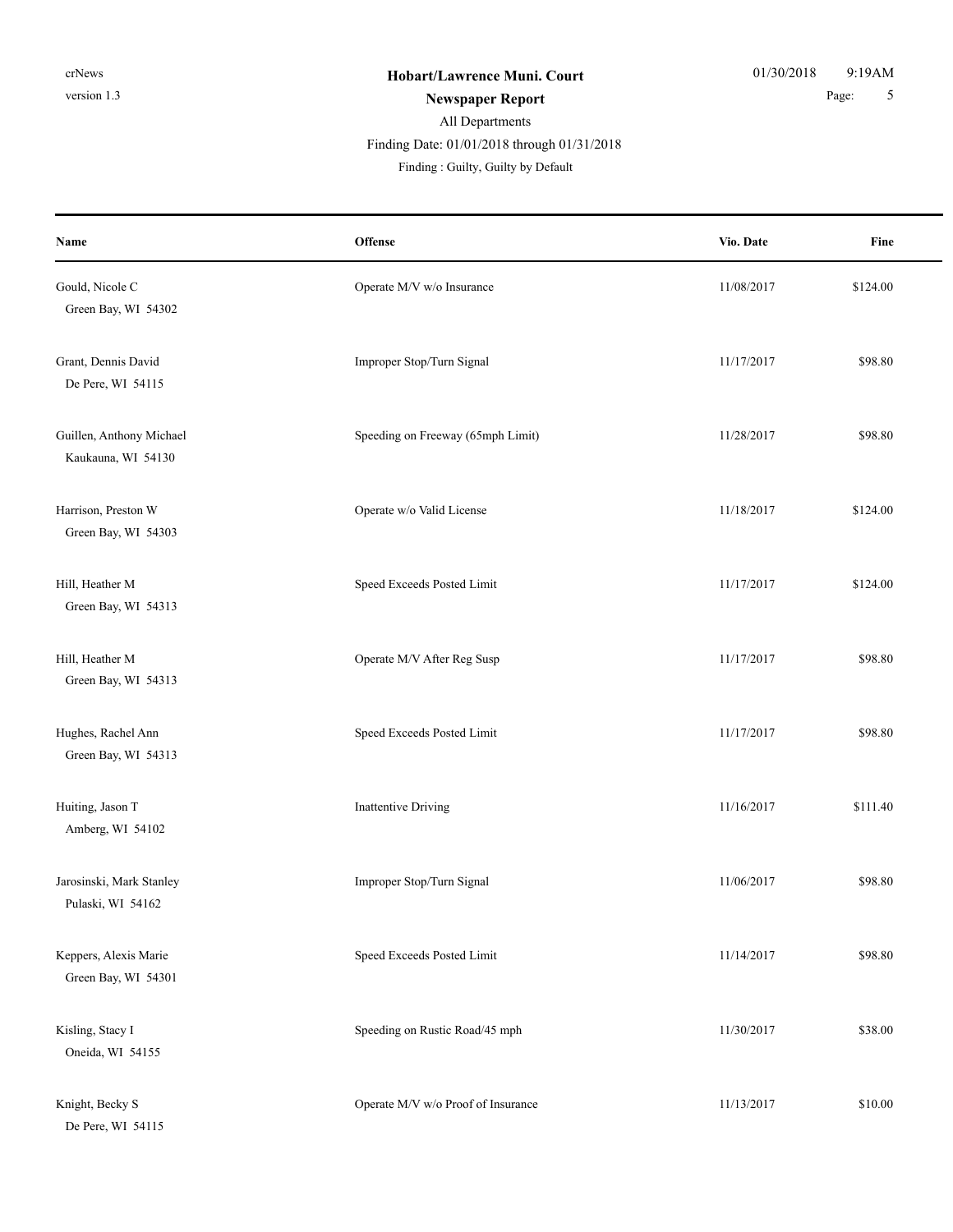**Hobart/Lawrence Muni. Court**

**Newspaper Report**

All Departments

Finding Date: 01/01/2018 through 01/31/2018

Finding : Guilty, Guilty by Default

| Name | Offense | Vio. Date | Fine |
|---|---|---|---|
| Gould, Nicole C<br>Green Bay, WI 54302 | Operate M/V w/o Insurance | 11/08/2017 | $124.00 |
| Grant, Dennis David<br>De Pere, WI 54115 | Improper Stop/Turn Signal | 11/17/2017 | $98.80 |
| Guillen, Anthony Michael<br>Kaukauna, WI 54130 | Speeding on Freeway (65mph Limit) | 11/28/2017 | $98.80 |
| Harrison, Preston W<br>Green Bay, WI 54303 | Operate w/o Valid License | 11/18/2017 | $124.00 |
| Hill, Heather M<br>Green Bay, WI 54313 | Speed Exceeds Posted Limit | 11/17/2017 | $124.00 |
| Hill, Heather M<br>Green Bay, WI 54313 | Operate M/V After Reg Susp | 11/17/2017 | $98.80 |
| Hughes, Rachel Ann<br>Green Bay, WI 54313 | Speed Exceeds Posted Limit | 11/17/2017 | $98.80 |
| Huiting, Jason T<br>Amberg, WI 54102 | Inattentive Driving | 11/16/2017 | $111.40 |
| Jarosinski, Mark Stanley<br>Pulaski, WI 54162 | Improper Stop/Turn Signal | 11/06/2017 | $98.80 |
| Keppers, Alexis Marie<br>Green Bay, WI 54301 | Speed Exceeds Posted Limit | 11/14/2017 | $98.80 |
| Kisling, Stacy I<br>Oneida, WI 54155 | Speeding on Rustic Road/45 mph | 11/30/2017 | $38.00 |
| Knight, Becky S<br>De Pere, WI 54115 | Operate M/V w/o Proof of Insurance | 11/13/2017 | $10.00 |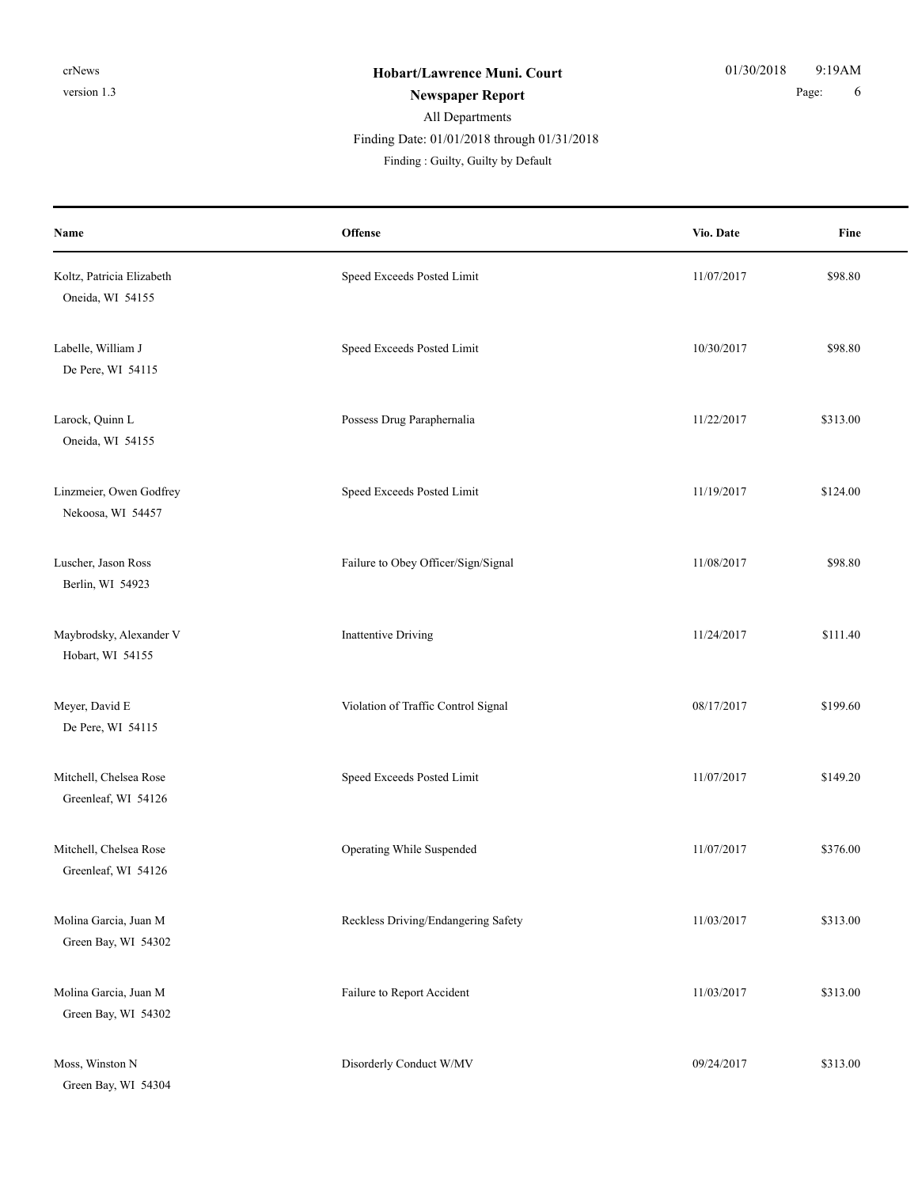**Hobart/Lawrence Muni. Court**

**Newspaper Report**

All Departments

Finding Date: 01/01/2018 through 01/31/2018

Finding : Guilty, Guilty by Default

| Name | Offense | Vio. Date | Fine |
|---|---|---|---|
| Koltz, Patricia Elizabeth<br>Oneida, WI 54155 | Speed Exceeds Posted Limit | 11/07/2017 | $98.80 |
| Labelle, William J<br>De Pere, WI 54115 | Speed Exceeds Posted Limit | 10/30/2017 | $98.80 |
| Larock, Quinn L<br>Oneida, WI 54155 | Possess Drug Paraphernalia | 11/22/2017 | $313.00 |
| Linzmeier, Owen Godfrey<br>Nekoosa, WI 54457 | Speed Exceeds Posted Limit | 11/19/2017 | $124.00 |
| Luscher, Jason Ross<br>Berlin, WI 54923 | Failure to Obey Officer/Sign/Signal | 11/08/2017 | $98.80 |
| Maybrodsky, Alexander V<br>Hobart, WI 54155 | Inattentive Driving | 11/24/2017 | $111.40 |
| Meyer, David E<br>De Pere, WI 54115 | Violation of Traffic Control Signal | 08/17/2017 | $199.60 |
| Mitchell, Chelsea Rose<br>Greenleaf, WI 54126 | Speed Exceeds Posted Limit | 11/07/2017 | $149.20 |
| Mitchell, Chelsea Rose<br>Greenleaf, WI 54126 | Operating While Suspended | 11/07/2017 | $376.00 |
| Molina Garcia, Juan M<br>Green Bay, WI 54302 | Reckless Driving/Endangering Safety | 11/03/2017 | $313.00 |
| Molina Garcia, Juan M<br>Green Bay, WI 54302 | Failure to Report Accident | 11/03/2017 | $313.00 |
| Moss, Winston N<br>Green Bay, WI 54304 | Disorderly Conduct W/MV | 09/24/2017 | $313.00 |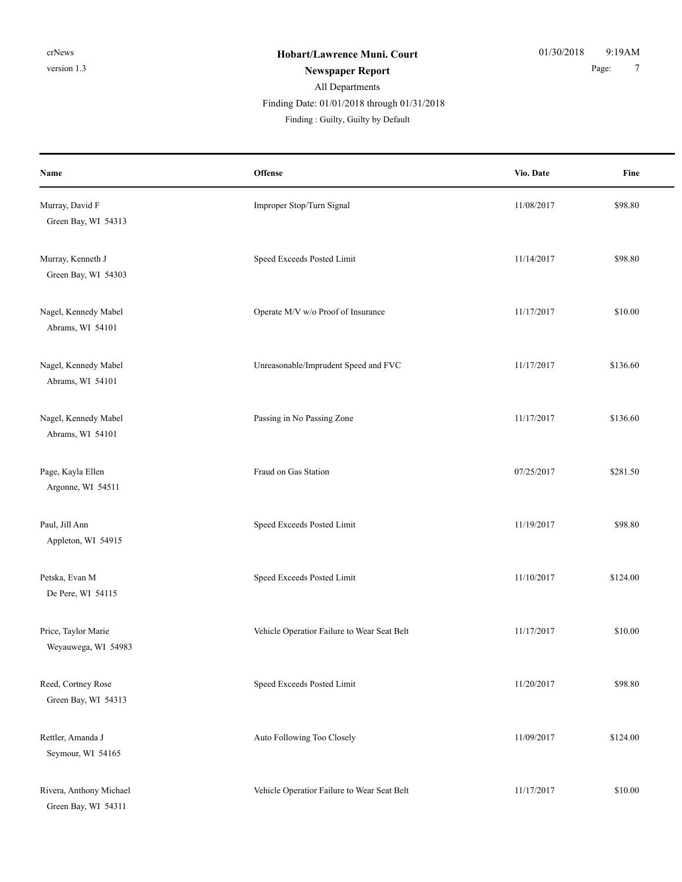**Hobart/Lawrence Muni. Court**

**Newspaper Report**

All Departments

Finding Date: 01/01/2018 through 01/31/2018

Finding : Guilty, Guilty by Default

| Name | Offense | Vio. Date | Fine |
|---|---|---|---|
| Murray, David F<br>Green Bay, WI 54313 | Improper Stop/Turn Signal | 11/08/2017 | $98.80 |
| Murray, Kenneth J<br>Green Bay, WI 54303 | Speed Exceeds Posted Limit | 11/14/2017 | $98.80 |
| Nagel, Kennedy Mabel<br>Abrams, WI 54101 | Operate M/V w/o Proof of Insurance | 11/17/2017 | $10.00 |
| Nagel, Kennedy Mabel<br>Abrams, WI 54101 | Unreasonable/Imprudent Speed and FVC | 11/17/2017 | $136.60 |
| Nagel, Kennedy Mabel<br>Abrams, WI 54101 | Passing in No Passing Zone | 11/17/2017 | $136.60 |
| Page, Kayla Ellen<br>Argonne, WI 54511 | Fraud on Gas Station | 07/25/2017 | $281.50 |
| Paul, Jill Ann<br>Appleton, WI 54915 | Speed Exceeds Posted Limit | 11/19/2017 | $98.80 |
| Petska, Evan M<br>De Pere, WI 54115 | Speed Exceeds Posted Limit | 11/10/2017 | $124.00 |
| Price, Taylor Marie<br>Weyauwega, WI 54983 | Vehicle Operatior Failure to Wear Seat Belt | 11/17/2017 | $10.00 |
| Reed, Cortney Rose<br>Green Bay, WI 54313 | Speed Exceeds Posted Limit | 11/20/2017 | $98.80 |
| Rettler, Amanda J<br>Seymour, WI 54165 | Auto Following Too Closely | 11/09/2017 | $124.00 |
| Rivera, Anthony Michael<br>Green Bay, WI 54311 | Vehicle Operatior Failure to Wear Seat Belt | 11/17/2017 | $10.00 |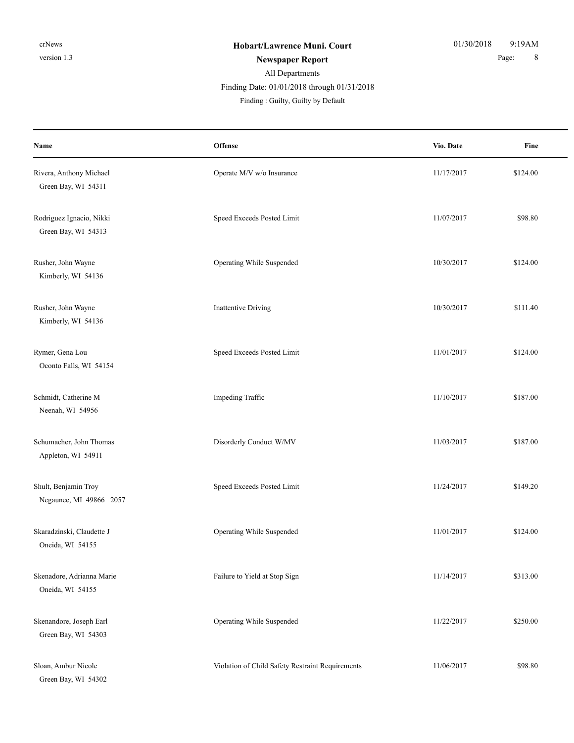# Hobart/Lawrence Muni. Court

## Newspaper Report

All Departments

Finding Date: 01/01/2018 through 01/31/2018

Finding : Guilty, Guilty by Default

| Name | Offense | Vio. Date | Fine |
|---|---|---|---|
| Rivera, Anthony Michael<br>Green Bay, WI 54311 | Operate M/V w/o Insurance | 11/17/2017 | $124.00 |
| Rodriguez Ignacio, Nikki<br>Green Bay, WI 54313 | Speed Exceeds Posted Limit | 11/07/2017 | $98.80 |
| Rusher, John Wayne<br>Kimberly, WI 54136 | Operating While Suspended | 10/30/2017 | $124.00 |
| Rusher, John Wayne<br>Kimberly, WI 54136 | Inattentive Driving | 10/30/2017 | $111.40 |
| Rymer, Gena Lou<br>Oconto Falls, WI 54154 | Speed Exceeds Posted Limit | 11/01/2017 | $124.00 |
| Schmidt, Catherine M<br>Neenah, WI 54956 | Impeding Traffic | 11/10/2017 | $187.00 |
| Schumacher, John Thomas<br>Appleton, WI 54911 | Disorderly Conduct W/MV | 11/03/2017 | $187.00 |
| Shult, Benjamin Troy<br>Negaunee, MI 49866 2057 | Speed Exceeds Posted Limit | 11/24/2017 | $149.20 |
| Skaradzinski, Claudette J<br>Oneida, WI 54155 | Operating While Suspended | 11/01/2017 | $124.00 |
| Skenadore, Adrianna Marie<br>Oneida, WI 54155 | Failure to Yield at Stop Sign | 11/14/2017 | $313.00 |
| Skenandore, Joseph Earl<br>Green Bay, WI 54303 | Operating While Suspended | 11/22/2017 | $250.00 |
| Sloan, Ambur Nicole<br>Green Bay, WI 54302 | Violation of Child Safety Restraint Requirements | 11/06/2017 | $98.80 |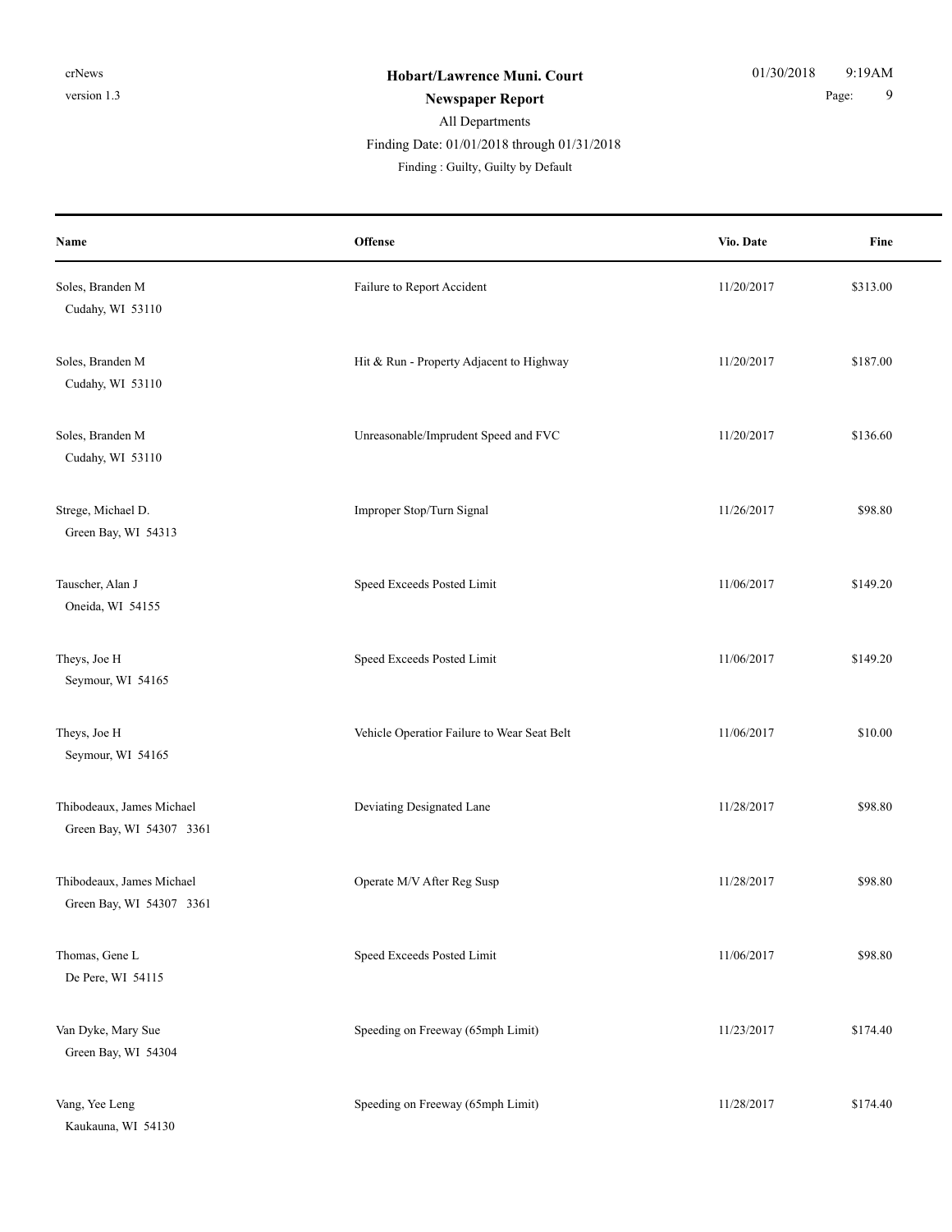**Hobart/Lawrence Muni. Court**

**Newspaper Report**

All Departments

Finding Date: 01/01/2018 through 01/31/2018

Finding : Guilty, Guilty by Default

| Name | Offense | Vio. Date | Fine |
|---|---|---|---|
| Soles, Branden M<br>Cudahy, WI 53110 | Failure to Report Accident | 11/20/2017 | $313.00 |
| Soles, Branden M<br>Cudahy, WI 53110 | Hit & Run - Property Adjacent to Highway | 11/20/2017 | $187.00 |
| Soles, Branden M<br>Cudahy, WI 53110 | Unreasonable/Imprudent Speed and FVC | 11/20/2017 | $136.60 |
| Strege, Michael D.<br>Green Bay, WI 54313 | Improper Stop/Turn Signal | 11/26/2017 | $98.80 |
| Tauscher, Alan J<br>Oneida, WI 54155 | Speed Exceeds Posted Limit | 11/06/2017 | $149.20 |
| Theys, Joe H<br>Seymour, WI 54165 | Speed Exceeds Posted Limit | 11/06/2017 | $149.20 |
| Theys, Joe H<br>Seymour, WI 54165 | Vehicle Operatior Failure to Wear Seat Belt | 11/06/2017 | $10.00 |
| Thibodeaux, James Michael<br>Green Bay, WI 54307 3361 | Deviating Designated Lane | 11/28/2017 | $98.80 |
| Thibodeaux, James Michael<br>Green Bay, WI 54307 3361 | Operate M/V After Reg Susp | 11/28/2017 | $98.80 |
| Thomas, Gene L<br>De Pere, WI 54115 | Speed Exceeds Posted Limit | 11/06/2017 | $98.80 |
| Van Dyke, Mary Sue<br>Green Bay, WI 54304 | Speeding on Freeway (65mph Limit) | 11/23/2017 | $174.40 |
| Vang, Yee Leng<br>Kaukauna, WI 54130 | Speeding on Freeway (65mph Limit) | 11/28/2017 | $174.40 |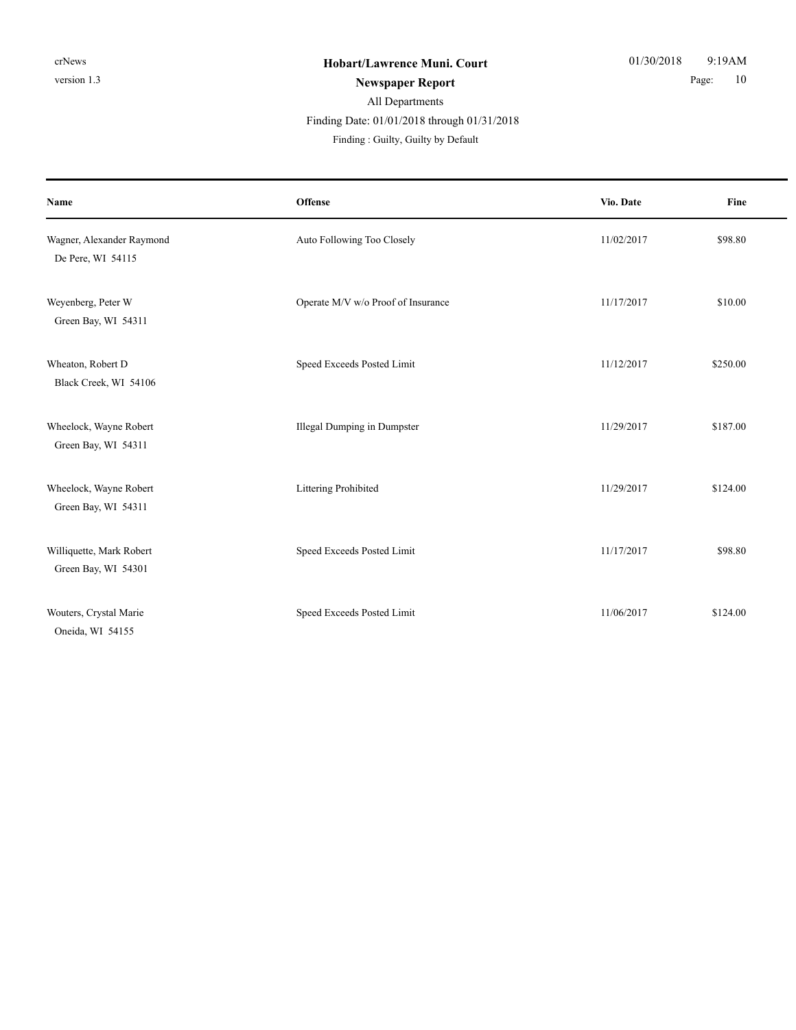| Name | Offense | Vio. Date | Fine |
|---|---|---|---|
| Wagner, Alexander Raymond<br>De Pere, WI 54115 | Auto Following Too Closely | 11/02/2017 | $98.80 |
| Weyenberg, Peter W<br>Green Bay, WI 54311 | Operate M/V w/o Proof of Insurance | 11/17/2017 | $10.00 |
| Wheaton, Robert D<br>Black Creek, WI 54106 | Speed Exceeds Posted Limit | 11/12/2017 | $250.00 |
| Wheelock, Wayne Robert<br>Green Bay, WI 54311 | Illegal Dumping in Dumpster | 11/29/2017 | $187.00 |
| Wheelock, Wayne Robert<br>Green Bay, WI 54311 | Littering Prohibited | 11/29/2017 | $124.00 |
| Williquette, Mark Robert<br>Green Bay, WI 54301 | Speed Exceeds Posted Limit | 11/17/2017 | $98.80 |
| Wouters, Crystal Marie<br>Oneida, WI 54155 | Speed Exceeds Posted Limit | 11/06/2017 | $124.00 |